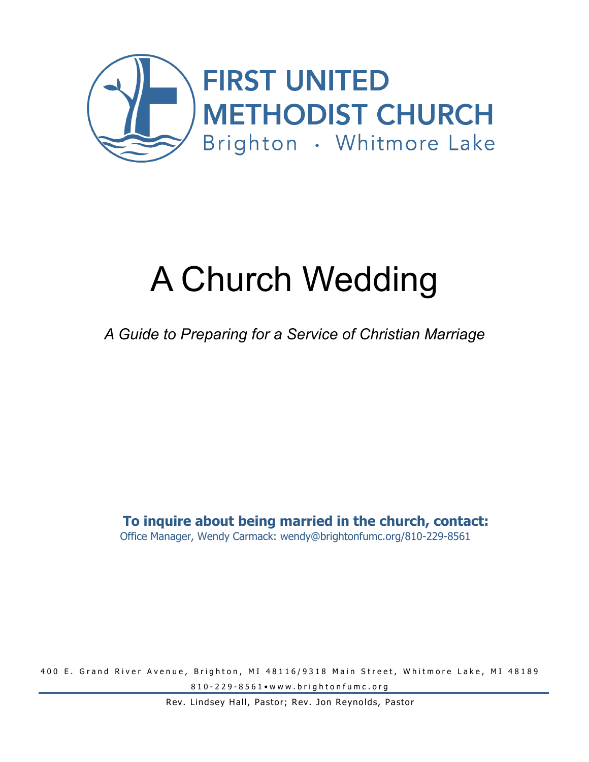FIRST UNITED METHODIST CHURCH

Brighton · Whitmore Lake

# A Church Wedding

*A Guide to Preparing for a Service of Christian Marriage*

**To inquire about being married in the church, contact:**

Office Manager, Wendy Carmack: wendy@brightonfumc.org/810-229-8561

400 E. Grand River Avenue, Brighton, MI 48116/9318 Main Street, Whitmore Lake, MI 48189

810-229-8561•www.brightonfumc.org

Rev. Lindsey Hall, Pastor; Rev. Jon Reynolds, Pastor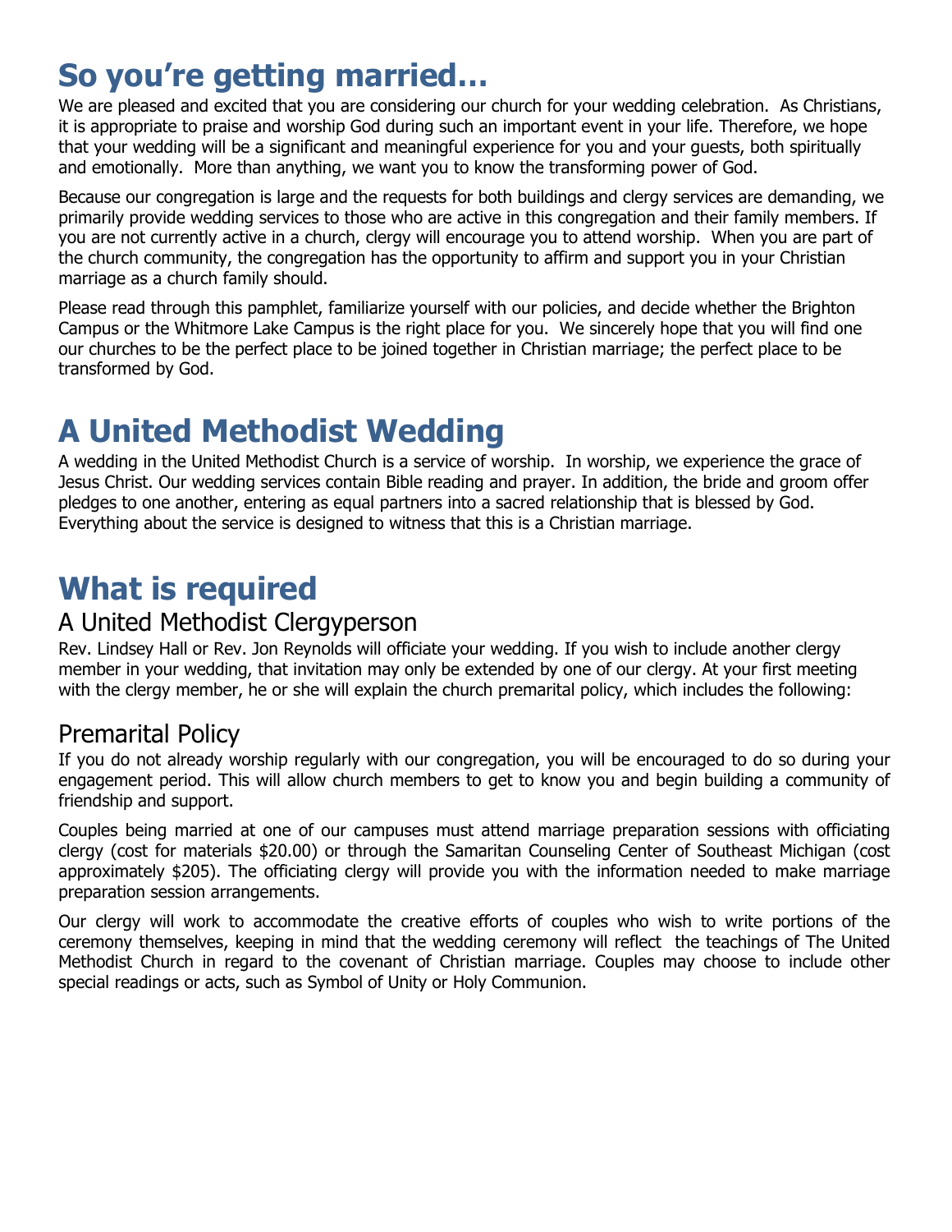# So you're getting married…

We are pleased and excited that you are considering our church for your wedding celebration. As Christians, it is appropriate to praise and worship God during such an important event in your life. Therefore, we hope that your wedding will be a significant and meaningful experience for you and your guests, both spiritually and emotionally. More than anything, we want you to know the transforming power of God.

Because our congregation is large and the requests for both buildings and clergy services are demanding, we primarily provide wedding services to those who are active in this congregation and their family members. If you are not currently active in a church, clergy will encourage you to attend worship. When you are part of the church community, the congregation has the opportunity to affirm and support you in your Christian marriage as a church family should.

Please read through this pamphlet, familiarize yourself with our policies, and decide whether the Brighton Campus or the Whitmore Lake Campus is the right place for you. We sincerely hope that you will find one our churches to be the perfect place to be joined together in Christian marriage; the perfect place to be transformed by God.

# A United Methodist Wedding

A wedding in the United Methodist Church is a service of worship. In worship, we experience the grace of Jesus Christ. Our wedding services contain Bible reading and prayer. In addition, the bride and groom offer pledges to one another, entering as equal partners into a sacred relationship that is blessed by God. Everything about the service is designed to witness that this is a Christian marriage.

# What is required

## A United Methodist Clergyperson

Rev. Lindsey Hall or Rev. Jon Reynolds will officiate your wedding. If you wish to include another clergy member in your wedding, that invitation may only be extended by one of our clergy. At your first meeting with the clergy member, he or she will explain the church premarital policy, which includes the following:

## Premarital Policy

If you do not already worship regularly with our congregation, you will be encouraged to do so during your engagement period. This will allow church members to get to know you and begin building a community of friendship and support.

Couples being married at one of our campuses must attend marriage preparation sessions with officiating clergy (cost for materials $20.00) or through the Samaritan Counseling Center of Southeast Michigan (cost approximately $205). The officiating clergy will provide you with the information needed to make marriage preparation session arrangements.

Our clergy will work to accommodate the creative efforts of couples who wish to write portions of the ceremony themselves, keeping in mind that the wedding ceremony will reflect the teachings of The United Methodist Church in regard to the covenant of Christian marriage. Couples may choose to include other special readings or acts, such as Symbol of Unity or Holy Communion.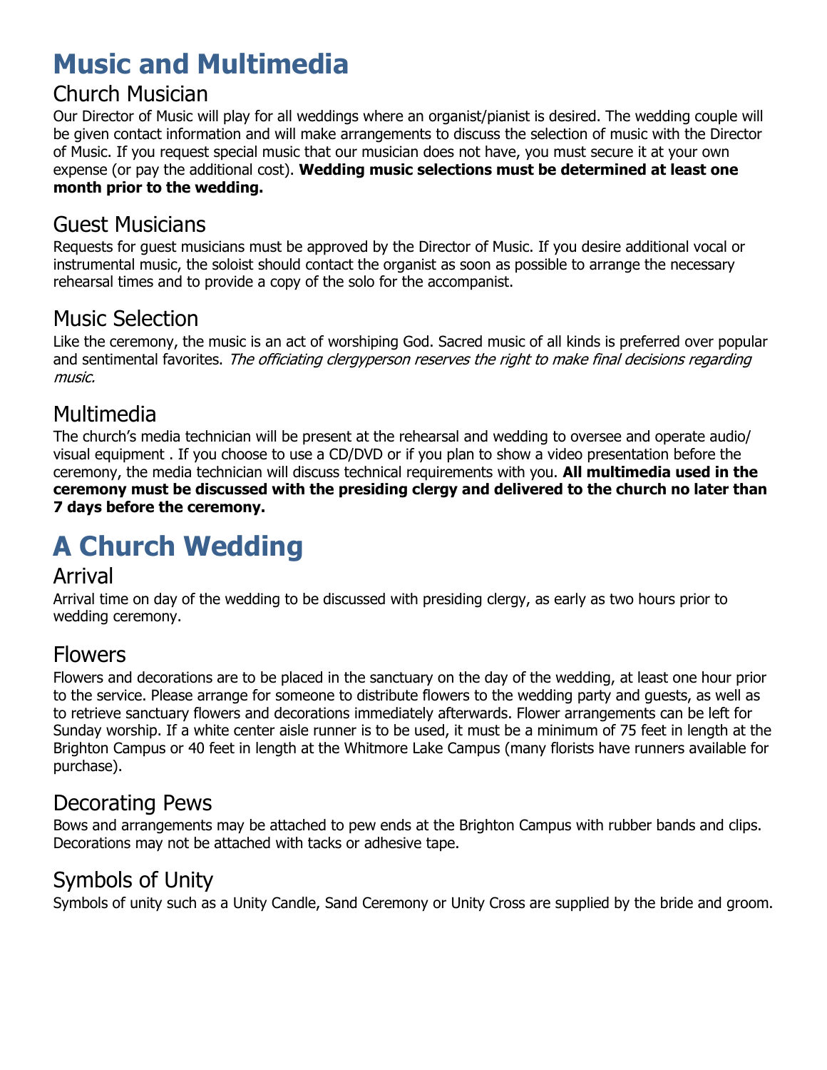# Music and Multimedia

## Church Musician

Our Director of Music will play for all weddings where an organist/pianist is desired. The wedding couple will be given contact information and will make arrangements to discuss the selection of music with the Director of Music. If you request special music that our musician does not have, you must secure it at your own expense (or pay the additional cost). **Wedding music selections must be determined at least one month prior to the wedding.**

## Guest Musicians

Requests for guest musicians must be approved by the Director of Music. If you desire additional vocal or instrumental music, the soloist should contact the organist as soon as possible to arrange the necessary rehearsal times and to provide a copy of the solo for the accompanist.

## Music Selection

Like the ceremony, the music is an act of worshiping God. Sacred music of all kinds is preferred over popular and sentimental favorites. *The officiating clergyperson reserves the right to make final decisions regarding music.*

## Multimedia

The church's media technician will be present at the rehearsal and wedding to oversee and operate audio/visual equipment . If you choose to use a CD/DVD or if you plan to show a video presentation before the ceremony, the media technician will discuss technical requirements with you. **All multimedia used in the ceremony must be discussed with the presiding clergy and delivered to the church no later than 7 days before the ceremony.**

# A Church Wedding

## Arrival

Arrival time on day of the wedding to be discussed with presiding clergy, as early as two hours prior to wedding ceremony.

## Flowers

Flowers and decorations are to be placed in the sanctuary on the day of the wedding, at least one hour prior to the service. Please arrange for someone to distribute flowers to the wedding party and guests, as well as to retrieve sanctuary flowers and decorations immediately afterwards. Flower arrangements can be left for Sunday worship. If a white center aisle runner is to be used, it must be a minimum of 75 feet in length at the Brighton Campus or 40 feet in length at the Whitmore Lake Campus (many florists have runners available for purchase).

## Decorating Pews

Bows and arrangements may be attached to pew ends at the Brighton Campus with rubber bands and clips. Decorations may not be attached with tacks or adhesive tape.

## Symbols of Unity

Symbols of unity such as a Unity Candle, Sand Ceremony or Unity Cross are supplied by the bride and groom.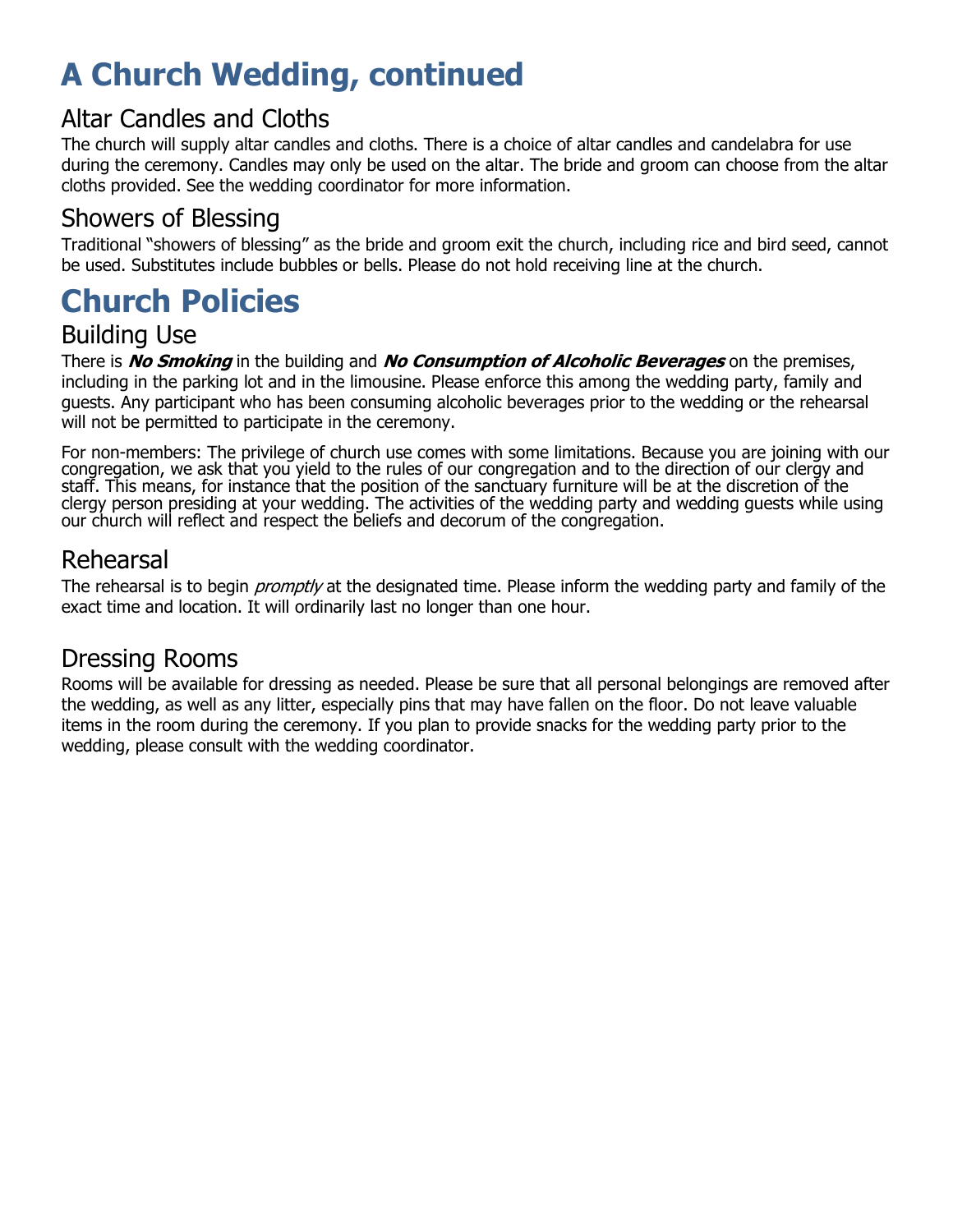# A Church Wedding, continued

## Altar Candles and Cloths

The church will supply altar candles and cloths. There is a choice of altar candles and candelabra for use during the ceremony. Candles may only be used on the altar. The bride and groom can choose from the altar cloths provided. See the wedding coordinator for more information.

## Showers of Blessing

Traditional "showers of blessing" as the bride and groom exit the church, including rice and bird seed, cannot be used. Substitutes include bubbles or bells. Please do not hold receiving line at the church.

# Church Policies

## Building Use

There is ***No Smoking*** in the building and ***No Consumption of Alcoholic Beverages*** on the premises, including in the parking lot and in the limousine. Please enforce this among the wedding party, family and guests. Any participant who has been consuming alcoholic beverages prior to the wedding or the rehearsal will not be permitted to participate in the ceremony.

For non-members: The privilege of church use comes with some limitations. Because you are joining with our congregation, we ask that you yield to the rules of our congregation and to the direction of our clergy and staff. This means, for instance that the position of the sanctuary furniture will be at the discretion of the clergy person presiding at your wedding. The activities of the wedding party and wedding guests while using our church will reflect and respect the beliefs and decorum of the congregation.

## Rehearsal

The rehearsal is to begin *promptly* at the designated time. Please inform the wedding party and family of the exact time and location. It will ordinarily last no longer than one hour.

## Dressing Rooms

Rooms will be available for dressing as needed. Please be sure that all personal belongings are removed after the wedding, as well as any litter, especially pins that may have fallen on the floor. Do not leave valuable items in the room during the ceremony. If you plan to provide snacks for the wedding party prior to the wedding, please consult with the wedding coordinator.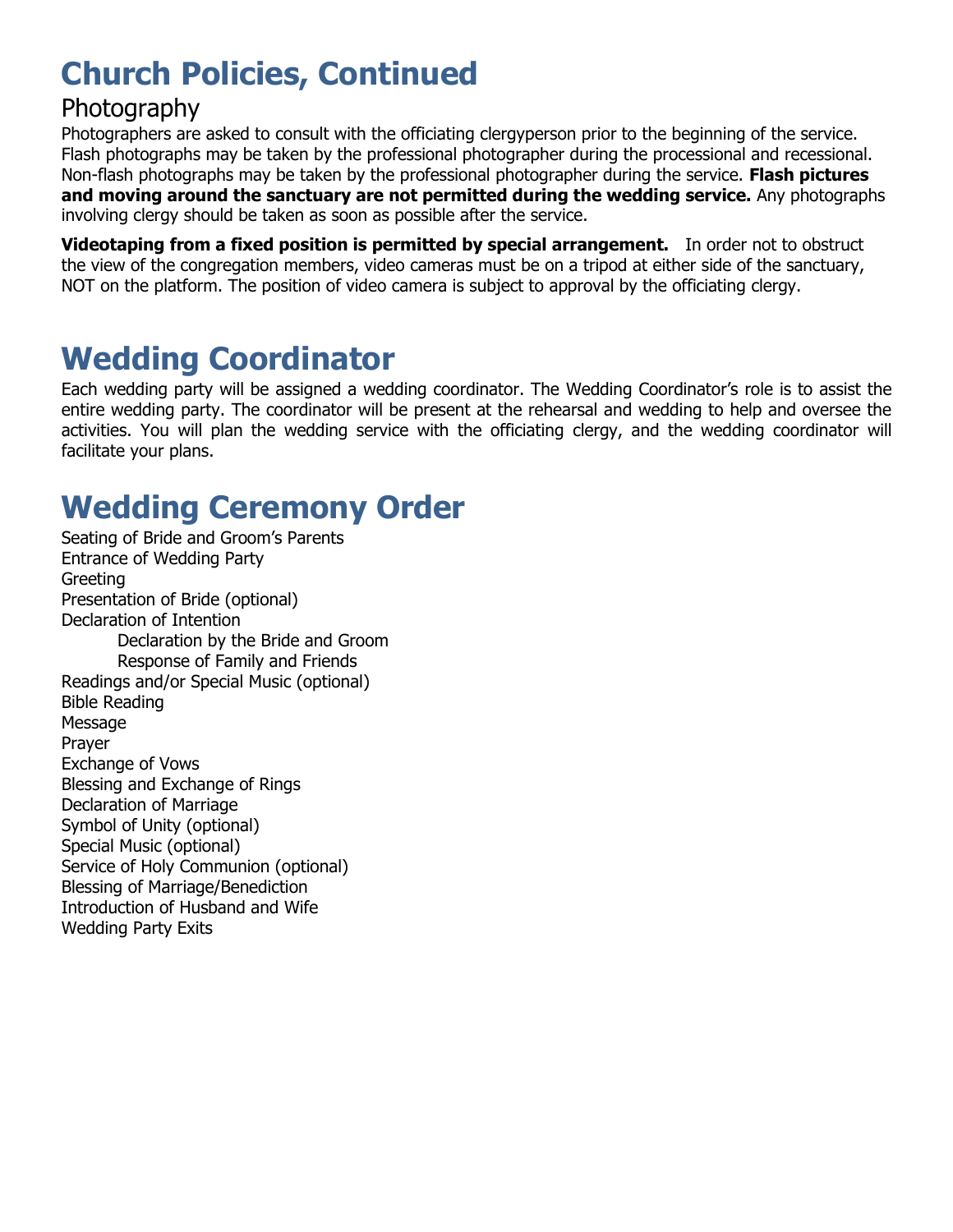# Church Policies, Continued

## Photography

Photographers are asked to consult with the officiating clergyperson prior to the beginning of the service. Flash photographs may be taken by the professional photographer during the processional and recessional. Non-flash photographs may be taken by the professional photographer during the service. **Flash pictures and moving around the sanctuary are not permitted during the wedding service.** Any photographs involving clergy should be taken as soon as possible after the service.

**Videotaping from a fixed position is permitted by special arrangement.** In order not to obstruct the view of the congregation members, video cameras must be on a tripod at either side of the sanctuary, NOT on the platform. The position of video camera is subject to approval by the officiating clergy.

# Wedding Coordinator

Each wedding party will be assigned a wedding coordinator. The Wedding Coordinator's role is to assist the entire wedding party. The coordinator will be present at the rehearsal and wedding to help and oversee the activities. You will plan the wedding service with the officiating clergy, and the wedding coordinator will facilitate your plans.

# Wedding Ceremony Order

- Seating of Bride and Groom's Parents
- Entrance of Wedding Party
- Greeting
- Presentation of Bride (optional)
- Declaration of Intention
  - Declaration by the Bride and Groom
  - Response of Family and Friends
- Readings and/or Special Music (optional)
- Bible Reading
- Message
- Prayer
- Exchange of Vows
- Blessing and Exchange of Rings
- Declaration of Marriage
- Symbol of Unity (optional)
- Special Music (optional)
- Service of Holy Communion (optional)
- Blessing of Marriage/Benediction
- Introduction of Husband and Wife
- Wedding Party Exits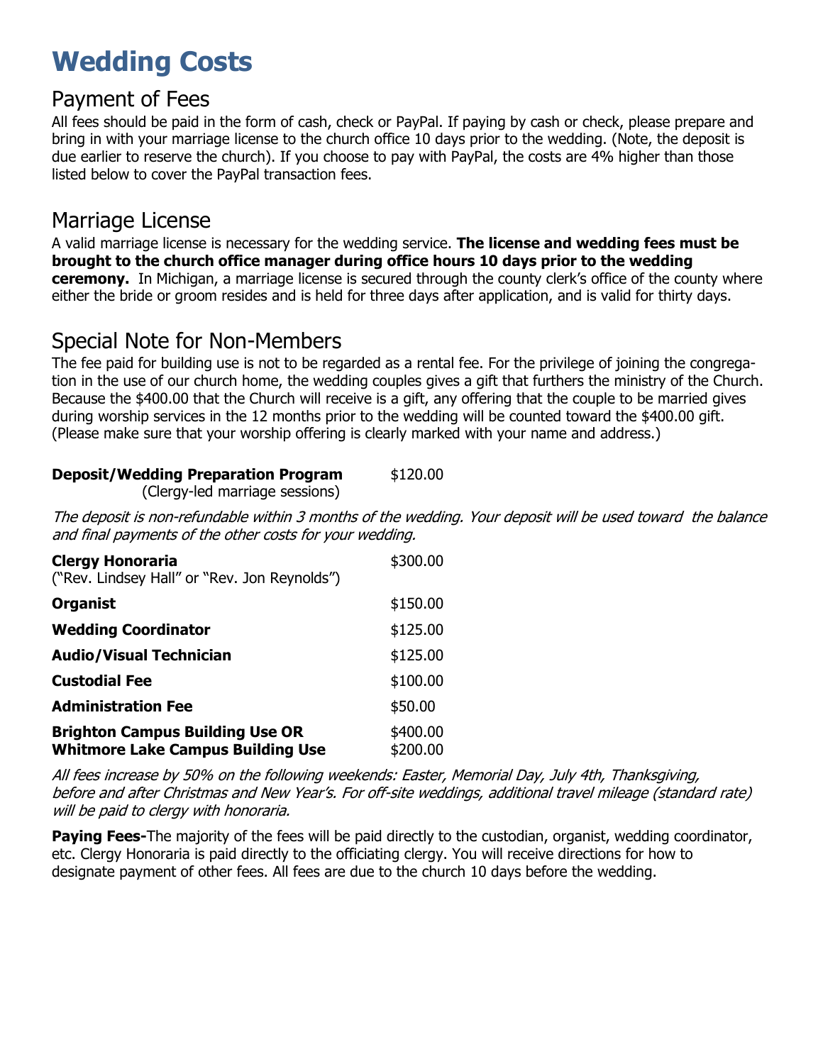# Wedding Costs

## Payment of Fees

All fees should be paid in the form of cash, check or PayPal. If paying by cash or check, please prepare and bring in with your marriage license to the church office 10 days prior to the wedding. (Note, the deposit is due earlier to reserve the church). If you choose to pay with PayPal, the costs are 4% higher than those listed below to cover the PayPal transaction fees.

## Marriage License

A valid marriage license is necessary for the wedding service. **The license and wedding fees must be brought to the church office manager during office hours 10 days prior to the wedding ceremony.** In Michigan, a marriage license is secured through the county clerk's office of the county where either the bride or groom resides and is held for three days after application, and is valid for thirty days.

## Special Note for Non-Members

The fee paid for building use is not to be regarded as a rental fee. For the privilege of joining the congregation in the use of our church home, the wedding couples gives a gift that furthers the ministry of the Church. Because the $400.00 that the Church will receive is a gift, any offering that the couple to be married gives during worship services in the 12 months prior to the wedding will be counted toward the $400.00 gift. (Please make sure that your worship offering is clearly marked with your name and address.)

**Deposit/Wedding Preparation Program** (Clergy-led marriage sessions) — $120.00

*The deposit is non-refundable within 3 months of the wedding. Your deposit will be used toward the balance and final payments of the other costs for your wedding.*

| | |
|---|---|
| **Clergy Honoraria** ("Rev. Lindsey Hall" or "Rev. Jon Reynolds") | $300.00 |
| **Organist** | $150.00 |
| **Wedding Coordinator** | $125.00 |
| **Audio/Visual Technician** | $125.00 |
| **Custodial Fee** | $100.00 |
| **Administration Fee** | $50.00 |
| **Brighton Campus Building Use OR** | $400.00 |
| **Whitmore Lake Campus Building Use** | $200.00 |

*All fees increase by 50% on the following weekends: Easter, Memorial Day, July 4th, Thanksgiving, before and after Christmas and New Year's. For off-site weddings, additional travel mileage (standard rate) will be paid to clergy with honoraria.*

**Paying Fees-**The majority of the fees will be paid directly to the custodian, organist, wedding coordinator, etc. Clergy Honoraria is paid directly to the officiating clergy. You will receive directions for how to designate payment of other fees. All fees are due to the church 10 days before the wedding.